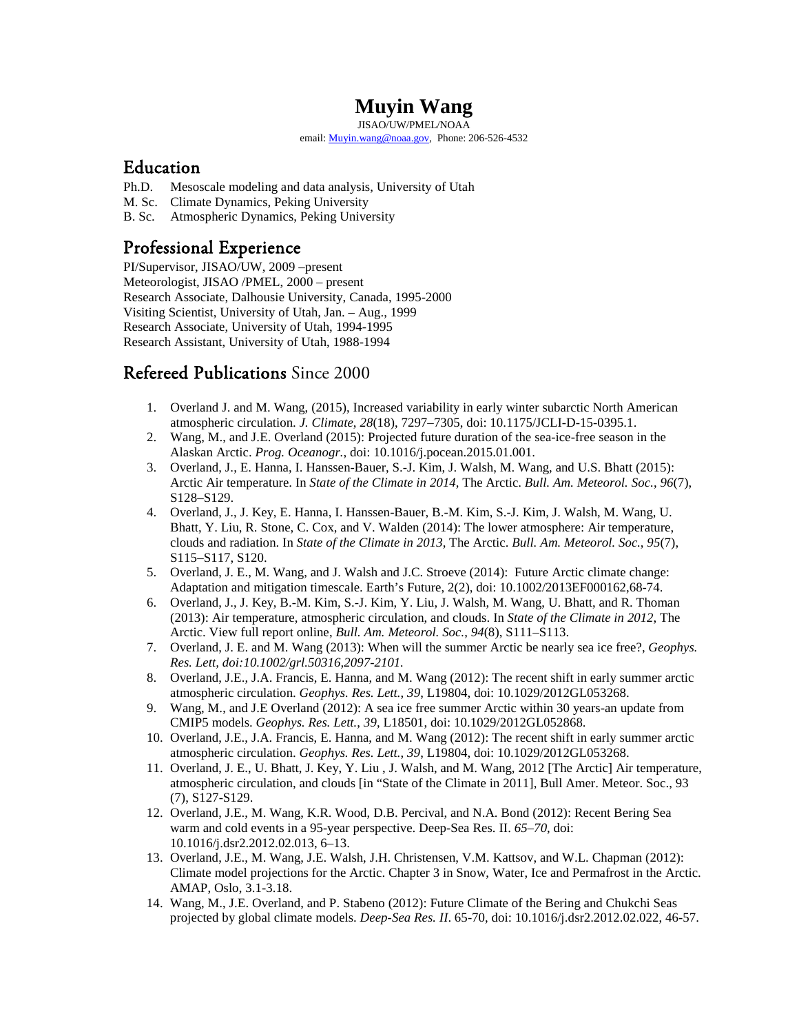# Muyin Wang

JISAO/UW/PMEL/NOAA

email: Muyin.wang@noaa.gov, Phone: 206-526-4532

## Education

Ph.D. Mesoscale modeling and data analysis, University of Utah
M. Sc. Climate Dynamics, Peking University
B. Sc. Atmospheric Dynamics, Peking University

## Professional Experience

PI/Supervisor, JISAO/UW, 2009 –present
Meteorologist, JISAO /PMEL, 2000 – present
Research Associate, Dalhousie University, Canada, 1995-2000
Visiting Scientist, University of Utah, Jan. – Aug., 1999
Research Associate, University of Utah, 1994-1995
Research Assistant, University of Utah, 1988-1994

## Refereed Publications Since 2000

1. Overland J. and M. Wang, (2015), Increased variability in early winter subarctic North American atmospheric circulation. *J. Climate*, *28*(18), 7297–7305, doi: 10.1175/JCLI-D-15-0395.1.
2. Wang, M., and J.E. Overland (2015): Projected future duration of the sea-ice-free season in the Alaskan Arctic. *Prog. Oceanogr.*, doi: 10.1016/j.pocean.2015.01.001.
3. Overland, J., E. Hanna, I. Hanssen-Bauer, S.-J. Kim, J. Walsh, M. Wang, and U.S. Bhatt (2015): Arctic Air temperature. In *State of the Climate in 2014*, The Arctic. *Bull. Am. Meteorol. Soc.*, *96*(7), S128–S129.
4. Overland, J., J. Key, E. Hanna, I. Hanssen-Bauer, B.-M. Kim, S.-J. Kim, J. Walsh, M. Wang, U. Bhatt, Y. Liu, R. Stone, C. Cox, and V. Walden (2014): The lower atmosphere: Air temperature, clouds and radiation. In *State of the Climate in 2013*, The Arctic. *Bull. Am. Meteorol. Soc.*, *95*(7), S115–S117, S120.
5. Overland, J. E., M. Wang, and J. Walsh and J.C. Stroeve (2014): Future Arctic climate change: Adaptation and mitigation timescale. Earth's Future, 2(2), doi: 10.1002/2013EF000162,68-74.
6. Overland, J., J. Key, B.-M. Kim, S.-J. Kim, Y. Liu, J. Walsh, M. Wang, U. Bhatt, and R. Thoman (2013): Air temperature, atmospheric circulation, and clouds. In *State of the Climate in 2012*, The Arctic. View full report online, *Bull. Am. Meteorol. Soc.*, *94*(8), S111–S113.
7. Overland, J. E. and M. Wang (2013): When will the summer Arctic be nearly sea ice free?, *Geophys. Res. Lett, doi:10.1002/grl.50316,2097-2101*.
8. Overland, J.E., J.A. Francis, E. Hanna, and M. Wang (2012): The recent shift in early summer arctic atmospheric circulation. *Geophys. Res. Lett.*, *39*, L19804, doi: 10.1029/2012GL053268.
9. Wang, M., and J.E Overland (2012): A sea ice free summer Arctic within 30 years-an update from CMIP5 models. *Geophys. Res. Lett.*, *39*, L18501, doi: 10.1029/2012GL052868.
10. Overland, J.E., J.A. Francis, E. Hanna, and M. Wang (2012): The recent shift in early summer arctic atmospheric circulation. *Geophys. Res. Lett.*, *39*, L19804, doi: 10.1029/2012GL053268.
11. Overland, J. E., U. Bhatt, J. Key, Y. Liu , J. Walsh, and M. Wang, 2012 [The Arctic] Air temperature, atmospheric circulation, and clouds [in "State of the Climate in 2011], Bull Amer. Meteor. Soc., 93 (7), S127-S129.
12. Overland, J.E., M. Wang, K.R. Wood, D.B. Percival, and N.A. Bond (2012): Recent Bering Sea warm and cold events in a 95-year perspective. Deep-Sea Res. II. *65–70*, doi: 10.1016/j.dsr2.2012.02.013, 6–13.
13. Overland, J.E., M. Wang, J.E. Walsh, J.H. Christensen, V.M. Kattsov, and W.L. Chapman (2012): Climate model projections for the Arctic. Chapter 3 in Snow, Water, Ice and Permafrost in the Arctic. AMAP, Oslo, 3.1-3.18.
14. Wang, M., J.E. Overland, and P. Stabeno (2012): Future Climate of the Bering and Chukchi Seas projected by global climate models. *Deep-Sea Res. II*. 65-70, doi: 10.1016/j.dsr2.2012.02.022, 46-57.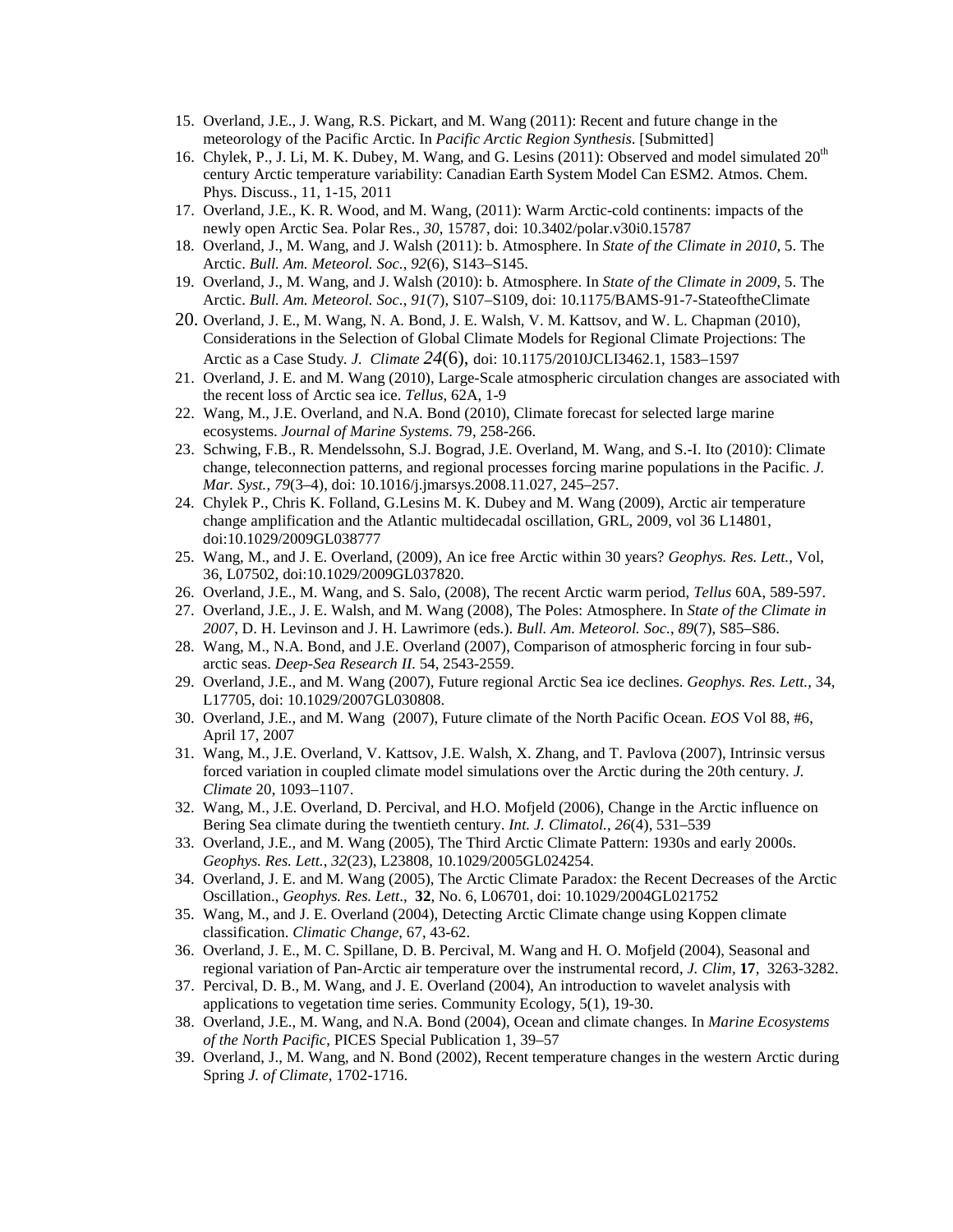15. Overland, J.E., J. Wang, R.S. Pickart, and M. Wang (2011): Recent and future change in the meteorology of the Pacific Arctic. In *Pacific Arctic Region Synthesis*. [Submitted]
16. Chylek, P., J. Li, M. K. Dubey, M. Wang, and G. Lesins (2011): Observed and model simulated 20th century Arctic temperature variability: Canadian Earth System Model Can ESM2. Atmos. Chem. Phys. Discuss., 11, 1-15, 2011
17. Overland, J.E., K. R. Wood, and M. Wang, (2011): Warm Arctic-cold continents: impacts of the newly open Arctic Sea. Polar Res., *30*, 15787, doi: 10.3402/polar.v30i0.15787
18. Overland, J., M. Wang, and J. Walsh (2011): b. Atmosphere. In *State of the Climate in 2010*, 5. The Arctic. *Bull. Am. Meteorol. Soc.*, *92*(6), S143–S145.
19. Overland, J., M. Wang, and J. Walsh (2010): b. Atmosphere. In *State of the Climate in 2009*, 5. The Arctic. *Bull. Am. Meteorol. Soc.*, *91*(7), S107–S109, doi: 10.1175/BAMS-91-7-StateoftheClimate
20. Overland, J. E., M. Wang, N. A. Bond, J. E. Walsh, V. M. Kattsov, and W. L. Chapman (2010), Considerations in the Selection of Global Climate Models for Regional Climate Projections: The Arctic as a Case Study. *J. Climate 24*(6), doi: 10.1175/2010JCLI3462.1, 1583–1597
21. Overland, J. E. and M. Wang (2010), Large-Scale atmospheric circulation changes are associated with the recent loss of Arctic sea ice. *Tellus*, 62A, 1-9
22. Wang, M., J.E. Overland, and N.A. Bond (2010), Climate forecast for selected large marine ecosystems. *Journal of Marine Systems*. 79, 258-266.
23. Schwing, F.B., R. Mendelssohn, S.J. Bograd, J.E. Overland, M. Wang, and S.-I. Ito (2010): Climate change, teleconnection patterns, and regional processes forcing marine populations in the Pacific. *J. Mar. Syst.*, *79*(3–4), doi: 10.1016/j.jmarsys.2008.11.027, 245–257.
24. Chylek P., Chris K. Folland, G.Lesins M. K. Dubey and M. Wang (2009), Arctic air temperature change amplification and the Atlantic multidecadal oscillation, GRL, 2009, vol 36 L14801, doi:10.1029/2009GL038777
25. Wang, M., and J. E. Overland, (2009), An ice free Arctic within 30 years? *Geophys. Res. Lett.*, Vol, 36, L07502, doi:10.1029/2009GL037820.
26. Overland, J.E., M. Wang, and S. Salo, (2008), The recent Arctic warm period, *Tellus* 60A, 589-597.
27. Overland, J.E., J. E. Walsh, and M. Wang (2008), The Poles: Atmosphere. In *State of the Climate in 2007*, D. H. Levinson and J. H. Lawrimore (eds.). *Bull. Am. Meteorol. Soc.*, *89*(7), S85–S86.
28. Wang, M., N.A. Bond, and J.E. Overland (2007), Comparison of atmospheric forcing in four sub-arctic seas. *Deep-Sea Research II*. 54, 2543-2559.
29. Overland, J.E., and M. Wang (2007), Future regional Arctic Sea ice declines. *Geophys. Res. Lett.*, 34, L17705, doi: 10.1029/2007GL030808.
30. Overland, J.E., and M. Wang (2007), Future climate of the North Pacific Ocean. *EOS* Vol 88, #6, April 17, 2007
31. Wang, M., J.E. Overland, V. Kattsov, J.E. Walsh, X. Zhang, and T. Pavlova (2007), Intrinsic versus forced variation in coupled climate model simulations over the Arctic during the 20th century. *J. Climate* 20, 1093–1107.
32. Wang, M., J.E. Overland, D. Percival, and H.O. Mofjeld (2006), Change in the Arctic influence on Bering Sea climate during the twentieth century. *Int. J. Climatol.*, *26*(4), 531–539
33. Overland, J.E., and M. Wang (2005), The Third Arctic Climate Pattern: 1930s and early 2000s. *Geophys. Res. Lett.*, *32*(23), L23808, 10.1029/2005GL024254.
34. Overland, J. E. and M. Wang (2005), The Arctic Climate Paradox: the Recent Decreases of the Arctic Oscillation., *Geophys. Res. Lett*., **32**, No. 6, L06701, doi: 10.1029/2004GL021752
35. Wang, M., and J. E. Overland (2004), Detecting Arctic Climate change using Koppen climate classification. *Climatic Change*, 67, 43-62.
36. Overland, J. E., M. C. Spillane, D. B. Percival, M. Wang and H. O. Mofjeld (2004), Seasonal and regional variation of Pan-Arctic air temperature over the instrumental record, *J. Clim*, **17**, 3263-3282.
37. Percival, D. B., M. Wang, and J. E. Overland (2004), An introduction to wavelet analysis with applications to vegetation time series. Community Ecology, 5(1), 19-30.
38. Overland, J.E., M. Wang, and N.A. Bond (2004), Ocean and climate changes. In *Marine Ecosystems of the North Pacific*, PICES Special Publication 1, 39–57
39. Overland, J., M. Wang, and N. Bond (2002), Recent temperature changes in the western Arctic during Spring *J. of Climate*, 1702-1716.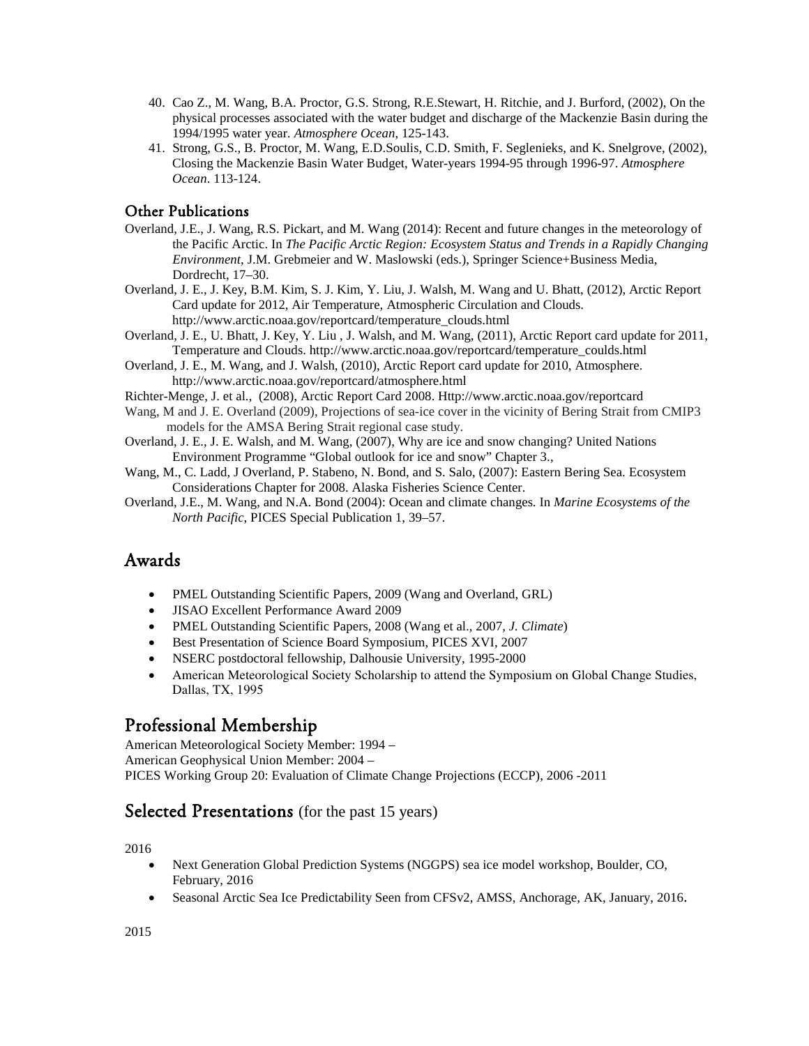40. Cao Z., M. Wang, B.A. Proctor, G.S. Strong, R.E.Stewart, H. Ritchie, and J. Burford, (2002), On the physical processes associated with the water budget and discharge of the Mackenzie Basin during the 1994/1995 water year. *Atmosphere Ocean*, 125-143.
41. Strong, G.S., B. Proctor, M. Wang, E.D.Soulis, C.D. Smith, F. Seglenieks, and K. Snelgrove, (2002), Closing the Mackenzie Basin Water Budget, Water-years 1994-95 through 1996-97. *Atmosphere Ocean*. 113-124.

### Other Publications

Overland, J.E., J. Wang, R.S. Pickart, and M. Wang (2014): Recent and future changes in the meteorology of the Pacific Arctic. In *The Pacific Arctic Region: Ecosystem Status and Trends in a Rapidly Changing Environment*, J.M. Grebmeier and W. Maslowski (eds.), Springer Science+Business Media, Dordrecht, 17–30.

Overland, J. E., J. Key, B.M. Kim, S. J. Kim, Y. Liu, J. Walsh, M. Wang and U. Bhatt, (2012), Arctic Report Card update for 2012, Air Temperature, Atmospheric Circulation and Clouds. http://www.arctic.noaa.gov/reportcard/temperature_clouds.html

Overland, J. E., U. Bhatt, J. Key, Y. Liu , J. Walsh, and M. Wang, (2011), Arctic Report card update for 2011, Temperature and Clouds. http://www.arctic.noaa.gov/reportcard/temperature_coulds.html

Overland, J. E., M. Wang, and J. Walsh, (2010), Arctic Report card update for 2010, Atmosphere. http://www.arctic.noaa.gov/reportcard/atmosphere.html

Richter-Menge, J. et al., (2008), Arctic Report Card 2008. Http://www.arctic.noaa.gov/reportcard

Wang, M and J. E. Overland (2009), Projections of sea-ice cover in the vicinity of Bering Strait from CMIP3 models for the AMSA Bering Strait regional case study.

Overland, J. E., J. E. Walsh, and M. Wang, (2007), Why are ice and snow changing? United Nations Environment Programme "Global outlook for ice and snow" Chapter 3.,

Wang, M., C. Ladd, J Overland, P. Stabeno, N. Bond, and S. Salo, (2007): Eastern Bering Sea. Ecosystem Considerations Chapter for 2008. Alaska Fisheries Science Center.

Overland, J.E., M. Wang, and N.A. Bond (2004): Ocean and climate changes. In *Marine Ecosystems of the North Pacific*, PICES Special Publication 1, 39–57.

## Awards

- PMEL Outstanding Scientific Papers, 2009 (Wang and Overland, GRL)
- JISAO Excellent Performance Award 2009
- PMEL Outstanding Scientific Papers, 2008 (Wang et al., 2007, *J. Climate*)
- Best Presentation of Science Board Symposium, PICES XVI, 2007
- NSERC postdoctoral fellowship, Dalhousie University, 1995-2000
- American Meteorological Society Scholarship to attend the Symposium on Global Change Studies, Dallas, TX, 1995

## Professional Membership

American Meteorological Society Member: 1994 –
American Geophysical Union Member: 2004 –
PICES Working Group 20: Evaluation of Climate Change Projections (ECCP), 2006 -2011

## Selected Presentations (for the past 15 years)

2016

- Next Generation Global Prediction Systems (NGGPS) sea ice model workshop, Boulder, CO, February, 2016
- Seasonal Arctic Sea Ice Predictability Seen from CFSv2, AMSS, Anchorage, AK, January, 2016.

2015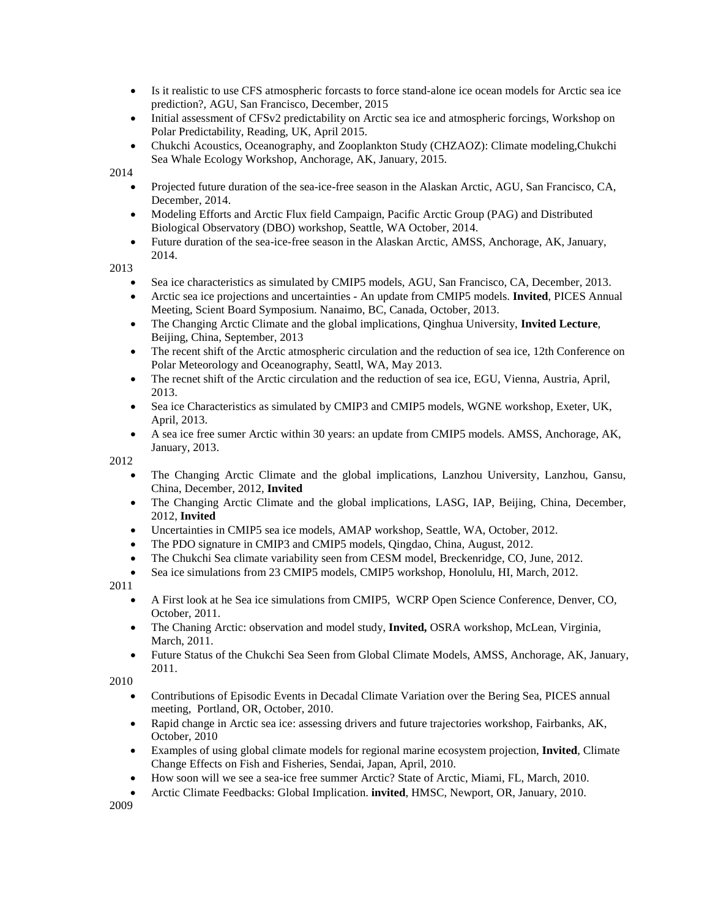- Is it realistic to use CFS atmospheric forcasts to force stand-alone ice ocean models for Arctic sea ice prediction?, AGU, San Francisco, December, 2015
- Initial assessment of CFSv2 predictability on Arctic sea ice and atmospheric forcings, Workshop on Polar Predictability, Reading, UK, April 2015.
- Chukchi Acoustics, Oceanography, and Zooplankton Study (CHZAOZ): Climate modeling,Chukchi Sea Whale Ecology Workshop, Anchorage, AK, January, 2015.

2014

- Projected future duration of the sea-ice-free season in the Alaskan Arctic, AGU, San Francisco, CA, December, 2014.
- Modeling Efforts and Arctic Flux field Campaign, Pacific Arctic Group (PAG) and Distributed Biological Observatory (DBO) workshop, Seattle, WA October, 2014.
- Future duration of the sea-ice-free season in the Alaskan Arctic, AMSS, Anchorage, AK, January, 2014.

2013

- Sea ice characteristics as simulated by CMIP5 models, AGU, San Francisco, CA, December, 2013.
- Arctic sea ice projections and uncertainties - An update from CMIP5 models. **Invited**, PICES Annual Meeting, Scient Board Symposium. Nanaimo, BC, Canada, October, 2013.
- The Changing Arctic Climate and the global implications, Qinghua University, **Invited Lecture**, Beijing, China, September, 2013
- The recent shift of the Arctic atmospheric circulation and the reduction of sea ice, 12th Conference on Polar Meteorology and Oceanography, Seattl, WA, May 2013.
- The recnet shift of the Arctic circulation and the reduction of sea ice, EGU, Vienna, Austria, April, 2013.
- Sea ice Characteristics as simulated by CMIP3 and CMIP5 models, WGNE workshop, Exeter, UK, April, 2013.
- A sea ice free sumer Arctic within 30 years: an update from CMIP5 models. AMSS, Anchorage, AK, January, 2013.

2012

- The Changing Arctic Climate and the global implications, Lanzhou University, Lanzhou, Gansu, China, December, 2012, **Invited**
- The Changing Arctic Climate and the global implications, LASG, IAP, Beijing, China, December, 2012, **Invited**
- Uncertainties in CMIP5 sea ice models, AMAP workshop, Seattle, WA, October, 2012.
- The PDO signature in CMIP3 and CMIP5 models, Qingdao, China, August, 2012.
- The Chukchi Sea climate variability seen from CESM model, Breckenridge, CO, June, 2012.
- Sea ice simulations from 23 CMIP5 models, CMIP5 workshop, Honolulu, HI, March, 2012.

2011

- A First look at he Sea ice simulations from CMIP5, WCRP Open Science Conference, Denver, CO, October, 2011.
- The Chaning Arctic: observation and model study, **Invited,** OSRA workshop, McLean, Virginia, March, 2011.
- Future Status of the Chukchi Sea Seen from Global Climate Models, AMSS, Anchorage, AK, January, 2011.

2010

- Contributions of Episodic Events in Decadal Climate Variation over the Bering Sea, PICES annual meeting, Portland, OR, October, 2010.
- Rapid change in Arctic sea ice: assessing drivers and future trajectories workshop, Fairbanks, AK, October, 2010
- Examples of using global climate models for regional marine ecosystem projection, **Invited**, Climate Change Effects on Fish and Fisheries, Sendai, Japan, April, 2010.
- How soon will we see a sea-ice free summer Arctic? State of Arctic, Miami, FL, March, 2010.
- Arctic Climate Feedbacks: Global Implication. **invited**, HMSC, Newport, OR, January, 2010.

2009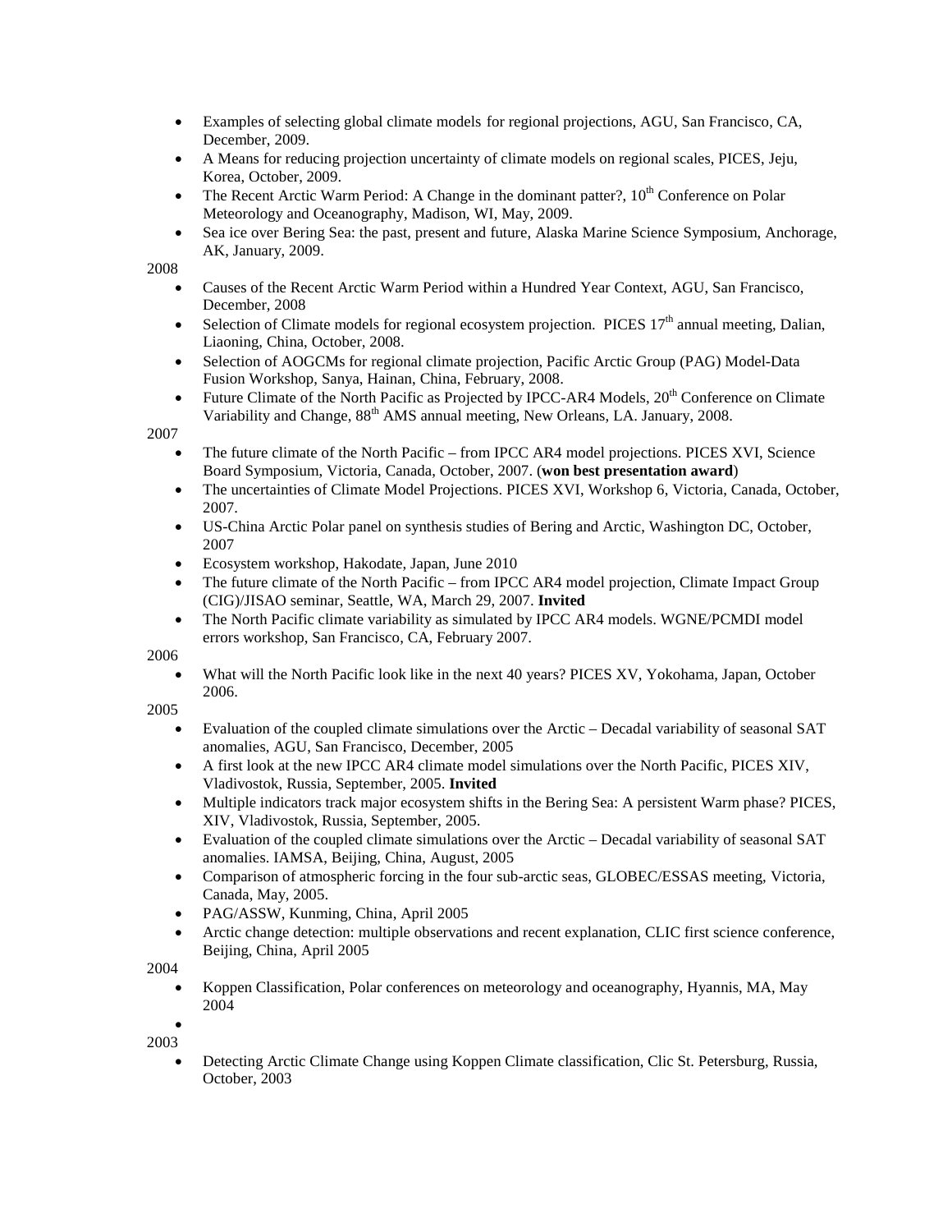- Examples of selecting global climate models for regional projections, AGU, San Francisco, CA, December, 2009.
- A Means for reducing projection uncertainty of climate models on regional scales, PICES, Jeju, Korea, October, 2009.
- The Recent Arctic Warm Period: A Change in the dominant patter?, 10th Conference on Polar Meteorology and Oceanography, Madison, WI, May, 2009.
- Sea ice over Bering Sea: the past, present and future, Alaska Marine Science Symposium, Anchorage, AK, January, 2009.

2008

- Causes of the Recent Arctic Warm Period within a Hundred Year Context, AGU, San Francisco, December, 2008
- Selection of Climate models for regional ecosystem projection. PICES 17th annual meeting, Dalian, Liaoning, China, October, 2008.
- Selection of AOGCMs for regional climate projection, Pacific Arctic Group (PAG) Model-Data Fusion Workshop, Sanya, Hainan, China, February, 2008.
- Future Climate of the North Pacific as Projected by IPCC-AR4 Models, 20th Conference on Climate Variability and Change, 88th AMS annual meeting, New Orleans, LA. January, 2008.

2007

- The future climate of the North Pacific – from IPCC AR4 model projections. PICES XVI, Science Board Symposium, Victoria, Canada, October, 2007. (**won best presentation award**)
- The uncertainties of Climate Model Projections. PICES XVI, Workshop 6, Victoria, Canada, October, 2007.
- US-China Arctic Polar panel on synthesis studies of Bering and Arctic, Washington DC, October, 2007
- Ecosystem workshop, Hakodate, Japan, June 2010
- The future climate of the North Pacific – from IPCC AR4 model projection, Climate Impact Group (CIG)/JISAO seminar, Seattle, WA, March 29, 2007. **Invited**
- The North Pacific climate variability as simulated by IPCC AR4 models. WGNE/PCMDI model errors workshop, San Francisco, CA, February 2007.

2006

- What will the North Pacific look like in the next 40 years? PICES XV, Yokohama, Japan, October 2006.

2005

- Evaluation of the coupled climate simulations over the Arctic – Decadal variability of seasonal SAT anomalies, AGU, San Francisco, December, 2005
- A first look at the new IPCC AR4 climate model simulations over the North Pacific, PICES XIV, Vladivostok, Russia, September, 2005. **Invited**
- Multiple indicators track major ecosystem shifts in the Bering Sea: A persistent Warm phase? PICES, XIV, Vladivostok, Russia, September, 2005.
- Evaluation of the coupled climate simulations over the Arctic – Decadal variability of seasonal SAT anomalies. IAMSA, Beijing, China, August, 2005
- Comparison of atmospheric forcing in the four sub-arctic seas, GLOBEC/ESSAS meeting, Victoria, Canada, May, 2005.
- PAG/ASSW, Kunming, China, April 2005
- Arctic change detection: multiple observations and recent explanation, CLIC first science conference, Beijing, China, April 2005

2004

- Koppen Classification, Polar conferences on meteorology and oceanography, Hyannis, MA, May 2004

2003

- Detecting Arctic Climate Change using Koppen Climate classification, Clic St. Petersburg, Russia, October, 2003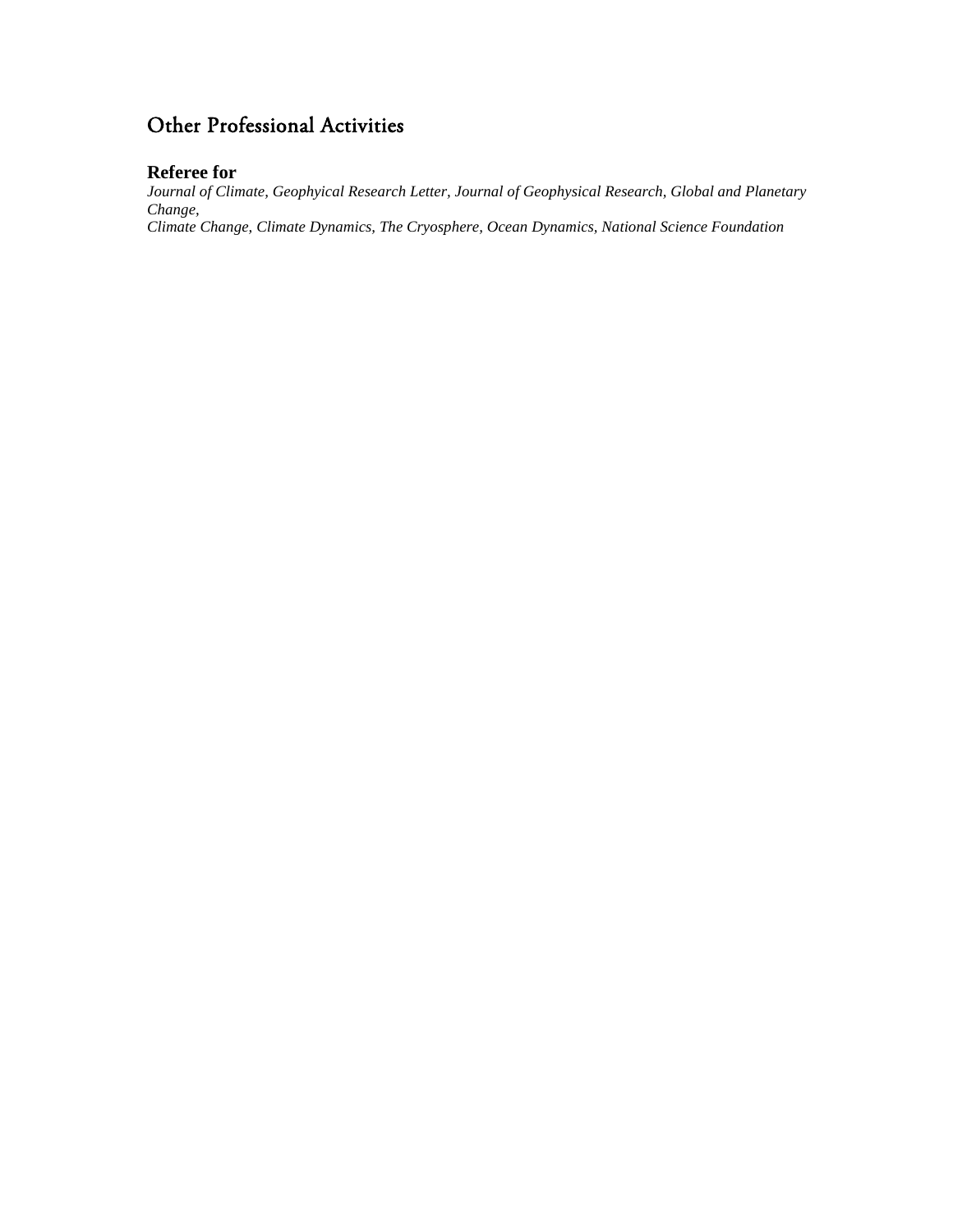## Other Professional Activities

**Referee for**

*Journal of Climate, Geophyical Research Letter, Journal of Geophysical Research, Global and Planetary Change,*
*Climate Change, Climate Dynamics, The Cryosphere, Ocean Dynamics, National Science Foundation*